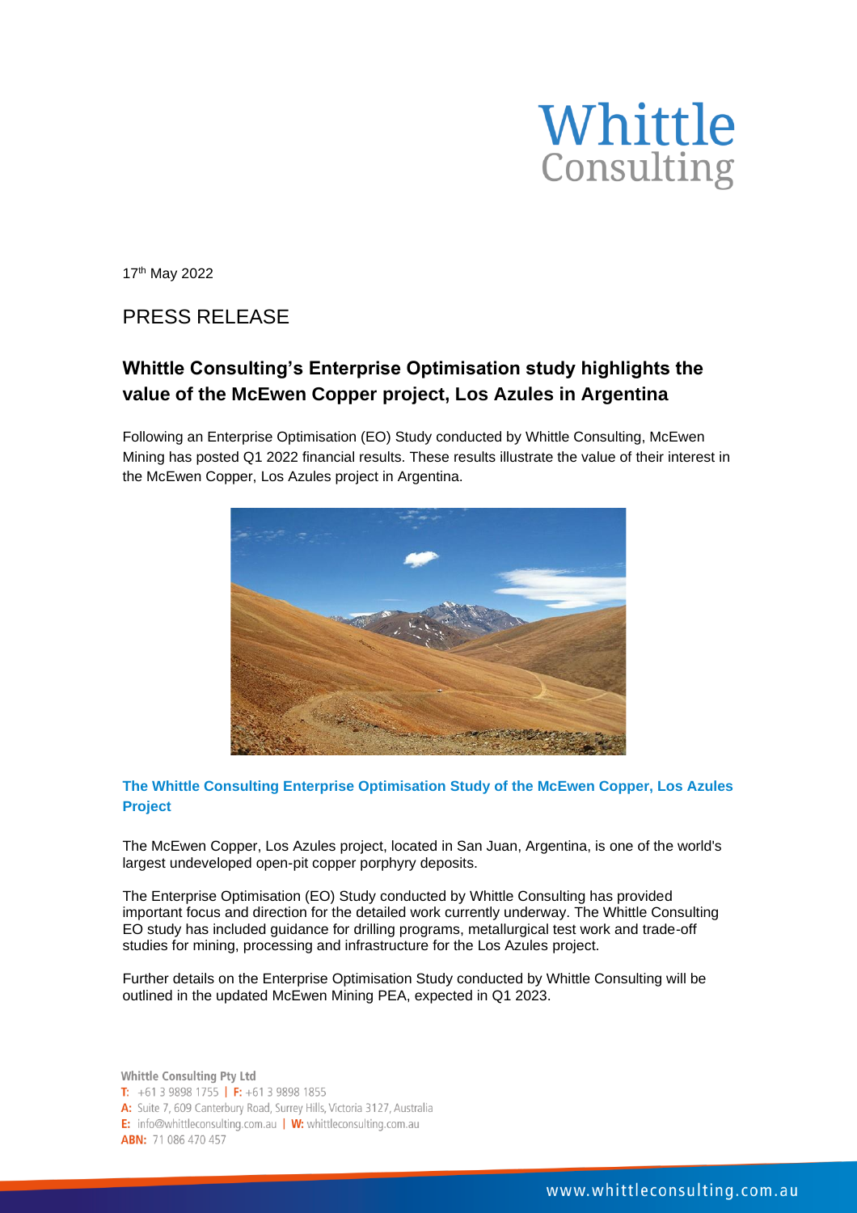Whittle Consulting

17th May 2022

PRESS RELEASE

## Whittle Consulting's Enterprise Optimisation study highlights the value of the McEwen Copper project, Los Azules in Argentina

Following an Enterprise Optimisation (EO) Study conducted by Whittle Consulting, McEwen Mining has posted Q1 2022 financial results. These results illustrate the value of their interest in the McEwen Copper, Los Azules project in Argentina.

### The Whittle Consulting Enterprise Optimisation Study of the McEwen Copper, Los Azules Project

The McEwen Copper, Los Azules project, located in San Juan, Argentina, is one of the world's largest undeveloped open-pit copper porphyry deposits.

The Enterprise Optimisation (EO) Study conducted by Whittle Consulting has provided important focus and direction for the detailed work currently underway. The Whittle Consulting EO study has included guidance for drilling programs, metallurgical test work and trade-off studies for mining, processing and infrastructure for the Los Azules project.

Further details on the Enterprise Optimisation Study conducted by Whittle Consulting will be outlined in the updated McEwen Mining PEA, expected in Q1 2023.

**Whittle Consulting Pty Ltd**
**T:** +61 3 9898 1755 | **F:** +61 3 9898 1855
**A:** Suite 7, 609 Canterbury Road, Surrey Hills, Victoria 3127, Australia
**E:** info@whittleconsulting.com.au | **W:** whittleconsulting.com.au
**ABN:** 71 086 470 457

www.whittleconsulting.com.au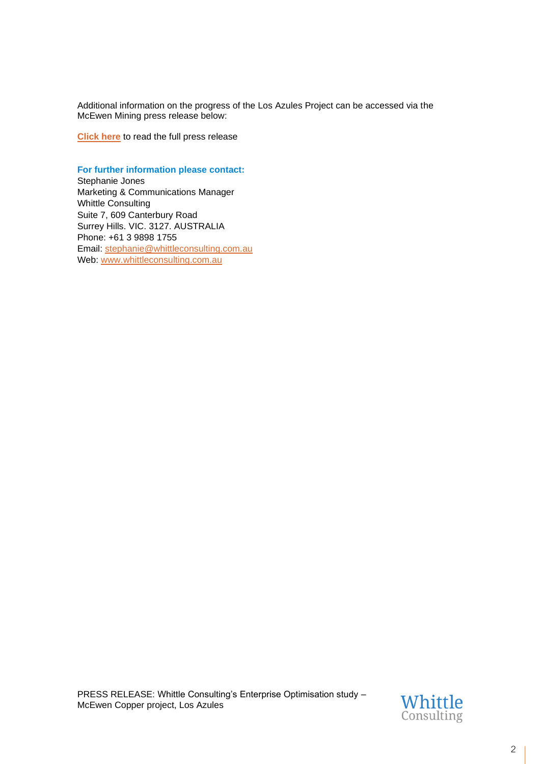Additional information on the progress of the Los Azules Project can be accessed via the McEwen Mining press release below:

**Click here** to read the full press release

**For further information please contact:**
Stephanie Jones
Marketing & Communications Manager
Whittle Consulting
Suite 7, 609 Canterbury Road
Surrey Hills. VIC. 3127. AUSTRALIA
Phone: +61 3 9898 1755
Email: stephanie@whittleconsulting.com.au
Web: www.whittleconsulting.com.au